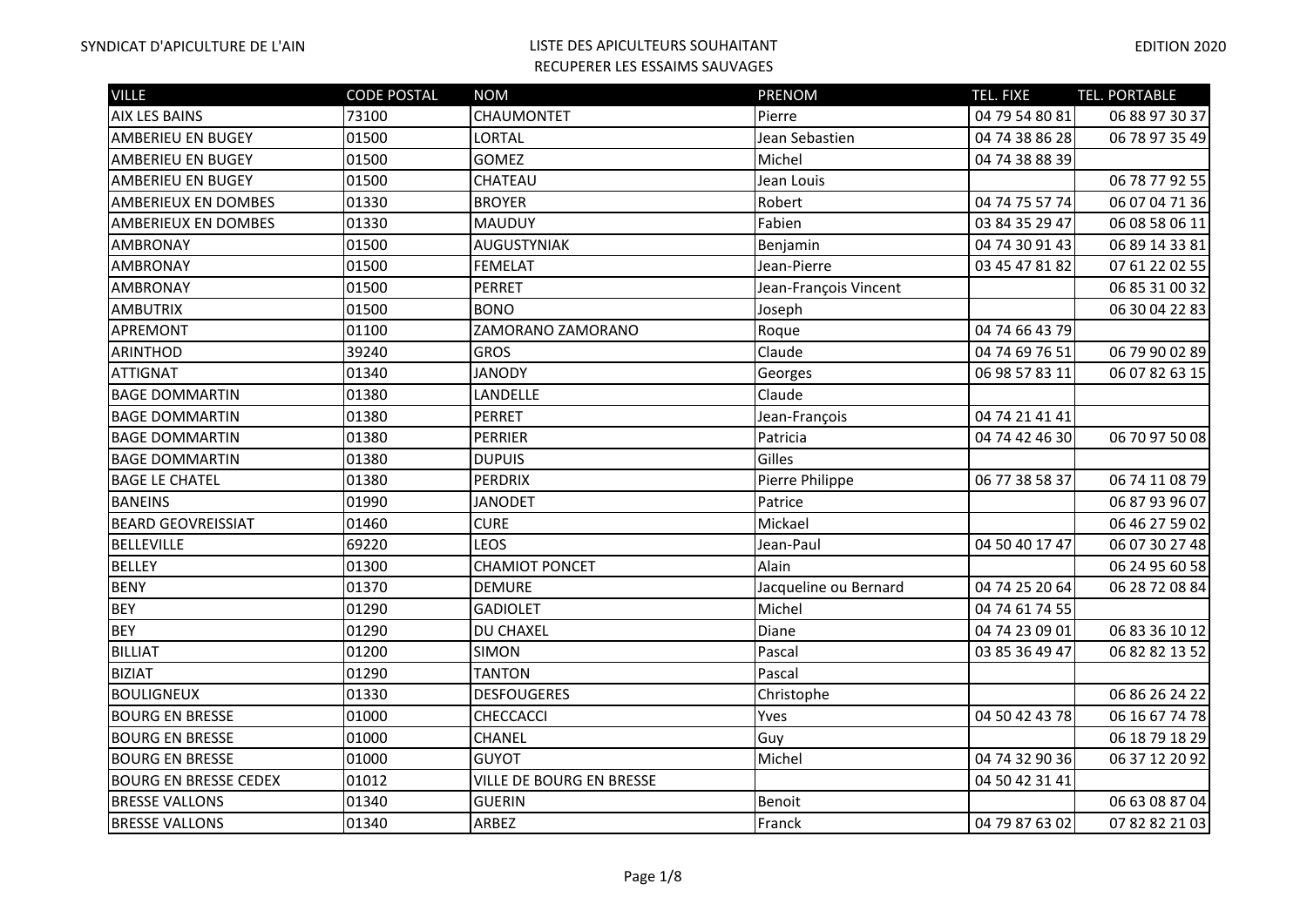SYNDICAT D'APICULTURE DE L'AIN

# LISTE DES APICULTEURS SOUHAITANT RECUPERER LES ESSAIMS SAUVAGES

EDITION 2020

| VILLE | CODE POSTAL | NOM | PRENOM | TEL. FIXE | TEL. PORTABLE |
|---|---|---|---|---|---|
| AIX LES BAINS | 73100 | CHAUMONTET | Pierre | 04 79 54 80 81 | 06 88 97 30 37 |
| AMBERIEU EN BUGEY | 01500 | LORTAL | Jean Sebastien | 04 74 38 86 28 | 06 78 97 35 49 |
| AMBERIEU EN BUGEY | 01500 | GOMEZ | Michel | 04 74 38 88 39 | |
| AMBERIEU EN BUGEY | 01500 | CHATEAU | Jean Louis | | 06 78 77 92 55 |
| AMBERIEUX EN DOMBES | 01330 | BROYER | Robert | 04 74 75 57 74 | 06 07 04 71 36 |
| AMBERIEUX EN DOMBES | 01330 | MAUDUY | Fabien | 03 84 35 29 47 | 06 08 58 06 11 |
| AMBRONAY | 01500 | AUGUSTYNIAK | Benjamin | 04 74 30 91 43 | 06 89 14 33 81 |
| AMBRONAY | 01500 | FEMELAT | Jean-Pierre | 03 45 47 81 82 | 07 61 22 02 55 |
| AMBRONAY | 01500 | PERRET | Jean-François Vincent | | 06 85 31 00 32 |
| AMBUTRIX | 01500 | BONO | Joseph | | 06 30 04 22 83 |
| APREMONT | 01100 | ZAMORANO ZAMORANO | Roque | 04 74 66 43 79 | |
| ARINTHOD | 39240 | GROS | Claude | 04 74 69 76 51 | 06 79 90 02 89 |
| ATTIGNAT | 01340 | JANODY | Georges | 06 98 57 83 11 | 06 07 82 63 15 |
| BAGE DOMMARTIN | 01380 | LANDELLE | Claude | | |
| BAGE DOMMARTIN | 01380 | PERRET | Jean-François | 04 74 21 41 41 | |
| BAGE DOMMARTIN | 01380 | PERRIER | Patricia | 04 74 42 46 30 | 06 70 97 50 08 |
| BAGE DOMMARTIN | 01380 | DUPUIS | Gilles | | |
| BAGE LE CHATEL | 01380 | PERDRIX | Pierre Philippe | 06 77 38 58 37 | 06 74 11 08 79 |
| BANEINS | 01990 | JANODET | Patrice | | 06 87 93 96 07 |
| BEARD GEOVREISSIAT | 01460 | CURE | Mickael | | 06 46 27 59 02 |
| BELLEVILLE | 69220 | LEOS | Jean-Paul | 04 50 40 17 47 | 06 07 30 27 48 |
| BELLEY | 01300 | CHAMIOT PONCET | Alain | | 06 24 95 60 58 |
| BENY | 01370 | DEMURE | Jacqueline ou Bernard | 04 74 25 20 64 | 06 28 72 08 84 |
| BEY | 01290 | GADIOLET | Michel | 04 74 61 74 55 | |
| BEY | 01290 | DU CHAXEL | Diane | 04 74 23 09 01 | 06 83 36 10 12 |
| BILLIAT | 01200 | SIMON | Pascal | 03 85 36 49 47 | 06 82 82 13 52 |
| BIZIAT | 01290 | TANTON | Pascal | | |
| BOULIGNEUX | 01330 | DESFOUGERES | Christophe | | 06 86 26 24 22 |
| BOURG EN BRESSE | 01000 | CHECCACCI | Yves | 04 50 42 43 78 | 06 16 67 74 78 |
| BOURG EN BRESSE | 01000 | CHANEL | Guy | | 06 18 79 18 29 |
| BOURG EN BRESSE | 01000 | GUYOT | Michel | 04 74 32 90 36 | 06 37 12 20 92 |
| BOURG EN BRESSE CEDEX | 01012 | VILLE DE BOURG EN BRESSE | | 04 50 42 31 41 | |
| BRESSE VALLONS | 01340 | GUERIN | Benoit | | 06 63 08 87 04 |
| BRESSE VALLONS | 01340 | ARBEZ | Franck | 04 79 87 63 02 | 07 82 82 21 03 |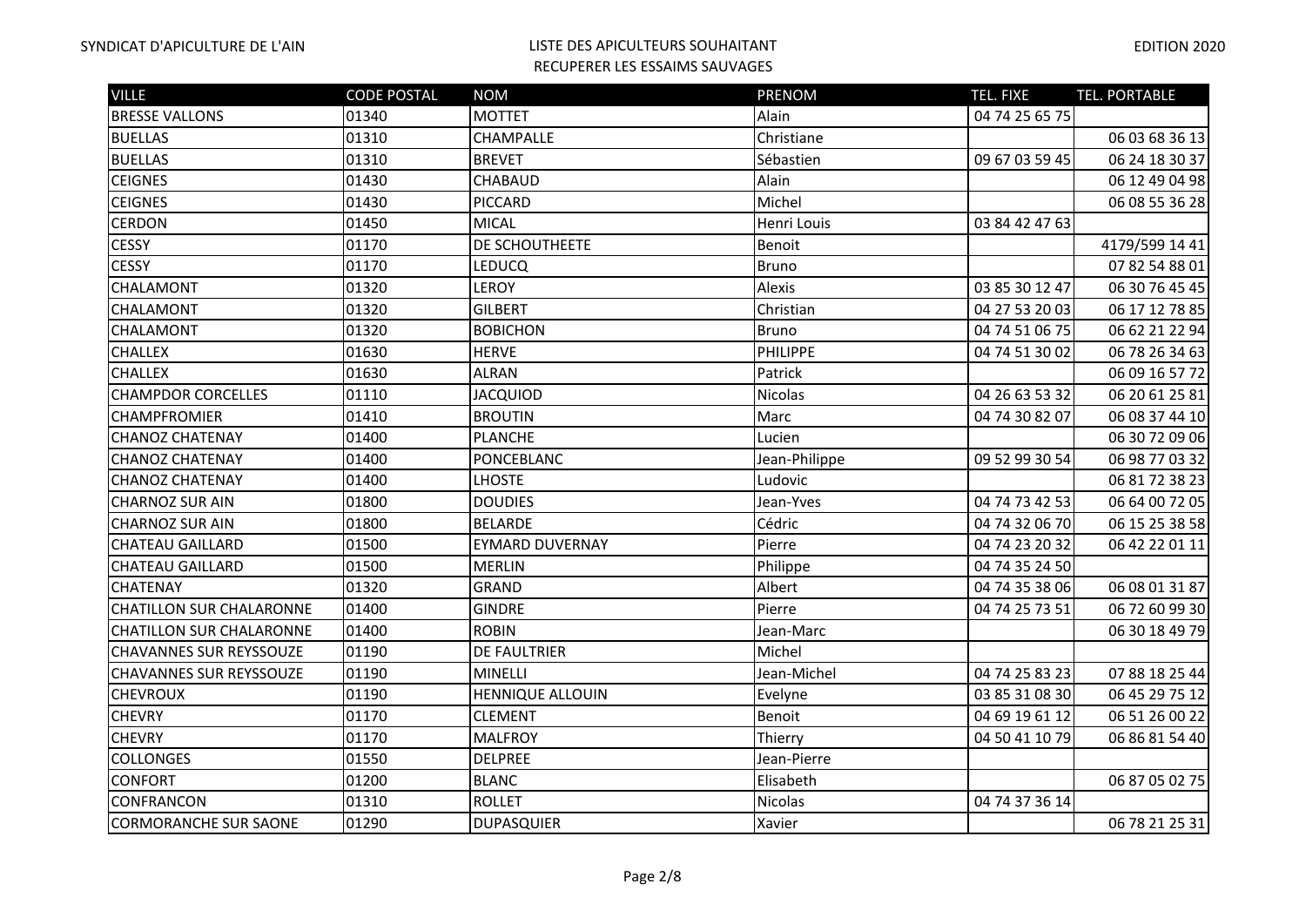| VILLE | CODE POSTAL | NOM | PRENOM | TEL. FIXE | TEL. PORTABLE |
|---|---|---|---|---|---|
| BRESSE VALLONS | 01340 | MOTTET | Alain | 04 74 25 65 75 | |
| BUELLAS | 01310 | CHAMPALLE | Christiane | | 06 03 68 36 13 |
| BUELLAS | 01310 | BREVET | Sébastien | 09 67 03 59 45 | 06 24 18 30 37 |
| CEIGNES | 01430 | CHABAUD | Alain | | 06 12 49 04 98 |
| CEIGNES | 01430 | PICCARD | Michel | | 06 08 55 36 28 |
| CERDON | 01450 | MICAL | Henri Louis | 03 84 42 47 63 | |
| CESSY | 01170 | DE SCHOUTHEETE | Benoit | | 4179/599 14 41 |
| CESSY | 01170 | LEDUCQ | Bruno | | 07 82 54 88 01 |
| CHALAMONT | 01320 | LEROY | Alexis | 03 85 30 12 47 | 06 30 76 45 45 |
| CHALAMONT | 01320 | GILBERT | Christian | 04 27 53 20 03 | 06 17 12 78 85 |
| CHALAMONT | 01320 | BOBICHON | Bruno | 04 74 51 06 75 | 06 62 21 22 94 |
| CHALLEX | 01630 | HERVE | PHILIPPE | 04 74 51 30 02 | 06 78 26 34 63 |
| CHALLEX | 01630 | ALRAN | Patrick | | 06 09 16 57 72 |
| CHAMPDOR CORCELLES | 01110 | JACQUIOD | Nicolas | 04 26 63 53 32 | 06 20 61 25 81 |
| CHAMPFROMIER | 01410 | BROUTIN | Marc | 04 74 30 82 07 | 06 08 37 44 10 |
| CHANOZ CHATENAY | 01400 | PLANCHE | Lucien | | 06 30 72 09 06 |
| CHANOZ CHATENAY | 01400 | PONCEBLANC | Jean-Philippe | 09 52 99 30 54 | 06 98 77 03 32 |
| CHANOZ CHATENAY | 01400 | LHOSTE | Ludovic | | 06 81 72 38 23 |
| CHARNOZ SUR AIN | 01800 | DOUDIES | Jean-Yves | 04 74 73 42 53 | 06 64 00 72 05 |
| CHARNOZ SUR AIN | 01800 | BELARDE | Cédric | 04 74 32 06 70 | 06 15 25 38 58 |
| CHATEAU GAILLARD | 01500 | EYMARD DUVERNAY | Pierre | 04 74 23 20 32 | 06 42 22 01 11 |
| CHATEAU GAILLARD | 01500 | MERLIN | Philippe | 04 74 35 24 50 | |
| CHATENAY | 01320 | GRAND | Albert | 04 74 35 38 06 | 06 08 01 31 87 |
| CHATILLON SUR CHALARONNE | 01400 | GINDRE | Pierre | 04 74 25 73 51 | 06 72 60 99 30 |
| CHATILLON SUR CHALARONNE | 01400 | ROBIN | Jean-Marc | | 06 30 18 49 79 |
| CHAVANNES SUR REYSSOUZE | 01190 | DE FAULTRIER | Michel | | |
| CHAVANNES SUR REYSSOUZE | 01190 | MINELLI | Jean-Michel | 04 74 25 83 23 | 07 88 18 25 44 |
| CHEVROUX | 01190 | HENNIQUE ALLOUIN | Evelyne | 03 85 31 08 30 | 06 45 29 75 12 |
| CHEVRY | 01170 | CLEMENT | Benoit | 04 69 19 61 12 | 06 51 26 00 22 |
| CHEVRY | 01170 | MALFROY | Thierry | 04 50 41 10 79 | 06 86 81 54 40 |
| COLLONGES | 01550 | DELPREE | Jean-Pierre | | |
| CONFORT | 01200 | BLANC | Elisabeth | | 06 87 05 02 75 |
| CONFRANCON | 01310 | ROLLET | Nicolas | 04 74 37 36 14 | |
| CORMORANCHE SUR SAONE | 01290 | DUPASQUIER | Xavier | | 06 78 21 25 31 |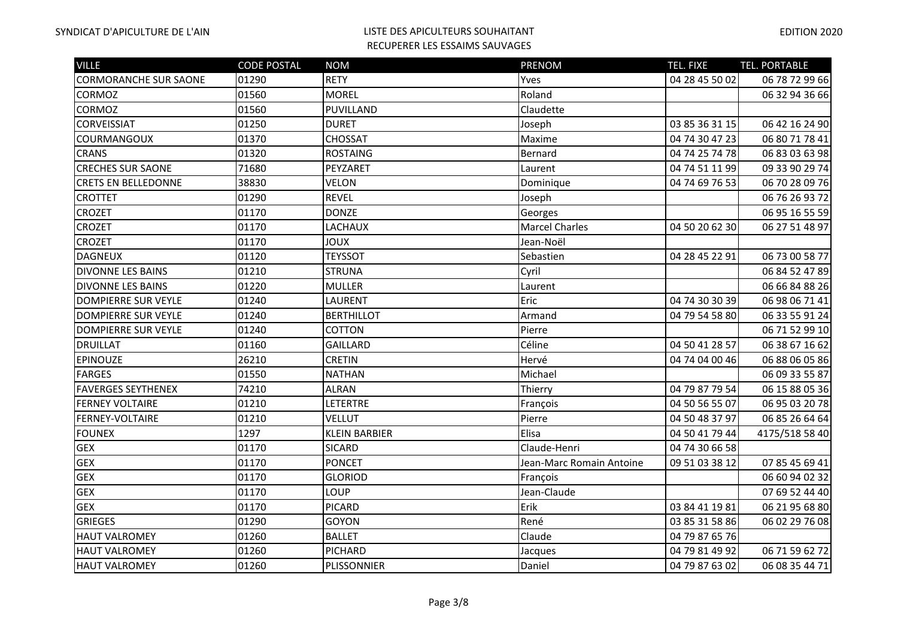| VILLE | CODE POSTAL | NOM | PRENOM | TEL. FIXE | TEL. PORTABLE |
|---|---|---|---|---|---|
| CORMORANCHE SUR SAONE | 01290 | RETY | Yves | 04 28 45 50 02 | 06 78 72 99 66 |
| CORMOZ | 01560 | MOREL | Roland | | 06 32 94 36 66 |
| CORMOZ | 01560 | PUVILLAND | Claudette | | |
| CORVEISSIAT | 01250 | DURET | Joseph | 03 85 36 31 15 | 06 42 16 24 90 |
| COURMANGOUX | 01370 | CHOSSAT | Maxime | 04 74 30 47 23 | 06 80 71 78 41 |
| CRANS | 01320 | ROSTAING | Bernard | 04 74 25 74 78 | 06 83 03 63 98 |
| CRECHES SUR SAONE | 71680 | PEYZARET | Laurent | 04 74 51 11 99 | 09 33 90 29 74 |
| CRETS EN BELLEDONNE | 38830 | VELON | Dominique | 04 74 69 76 53 | 06 70 28 09 76 |
| CROTTET | 01290 | REVEL | Joseph | | 06 76 26 93 72 |
| CROZET | 01170 | DONZE | Georges | | 06 95 16 55 59 |
| CROZET | 01170 | LACHAUX | Marcel Charles | 04 50 20 62 30 | 06 27 51 48 97 |
| CROZET | 01170 | JOUX | Jean-Noël | | |
| DAGNEUX | 01120 | TEYSSOT | Sebastien | 04 28 45 22 91 | 06 73 00 58 77 |
| DIVONNE LES BAINS | 01210 | STRUNA | Cyril | | 06 84 52 47 89 |
| DIVONNE LES BAINS | 01220 | MULLER | Laurent | | 06 66 84 88 26 |
| DOMPIERRE SUR VEYLE | 01240 | LAURENT | Eric | 04 74 30 30 39 | 06 98 06 71 41 |
| DOMPIERRE SUR VEYLE | 01240 | BERTHILLOT | Armand | 04 79 54 58 80 | 06 33 55 91 24 |
| DOMPIERRE SUR VEYLE | 01240 | COTTON | Pierre | | 06 71 52 99 10 |
| DRUILLAT | 01160 | GAILLARD | Céline | 04 50 41 28 57 | 06 38 67 16 62 |
| EPINOUZE | 26210 | CRETIN | Hervé | 04 74 04 00 46 | 06 88 06 05 86 |
| FARGES | 01550 | NATHAN | Michael | | 06 09 33 55 87 |
| FAVERGES SEYTHENEX | 74210 | ALRAN | Thierry | 04 79 87 79 54 | 06 15 88 05 36 |
| FERNEY VOLTAIRE | 01210 | LETERTRE | François | 04 50 56 55 07 | 06 95 03 20 78 |
| FERNEY-VOLTAIRE | 01210 | VELLUT | Pierre | 04 50 48 37 97 | 06 85 26 64 64 |
| FOUNEX | 1297 | KLEIN BARBIER | Elisa | 04 50 41 79 44 | 4175/518 58 40 |
| GEX | 01170 | SICARD | Claude-Henri | 04 74 30 66 58 | |
| GEX | 01170 | PONCET | Jean-Marc Romain Antoine | 09 51 03 38 12 | 07 85 45 69 41 |
| GEX | 01170 | GLORIOD | François | | 06 60 94 02 32 |
| GEX | 01170 | LOUP | Jean-Claude | | 07 69 52 44 40 |
| GEX | 01170 | PICARD | Erik | 03 84 41 19 81 | 06 21 95 68 80 |
| GRIEGES | 01290 | GOYON | René | 03 85 31 58 86 | 06 02 29 76 08 |
| HAUT VALROMEY | 01260 | BALLET | Claude | 04 79 87 65 76 | |
| HAUT VALROMEY | 01260 | PICHARD | Jacques | 04 79 81 49 92 | 06 71 59 62 72 |
| HAUT VALROMEY | 01260 | PLISSONNIER | Daniel | 04 79 87 63 02 | 06 08 35 44 71 |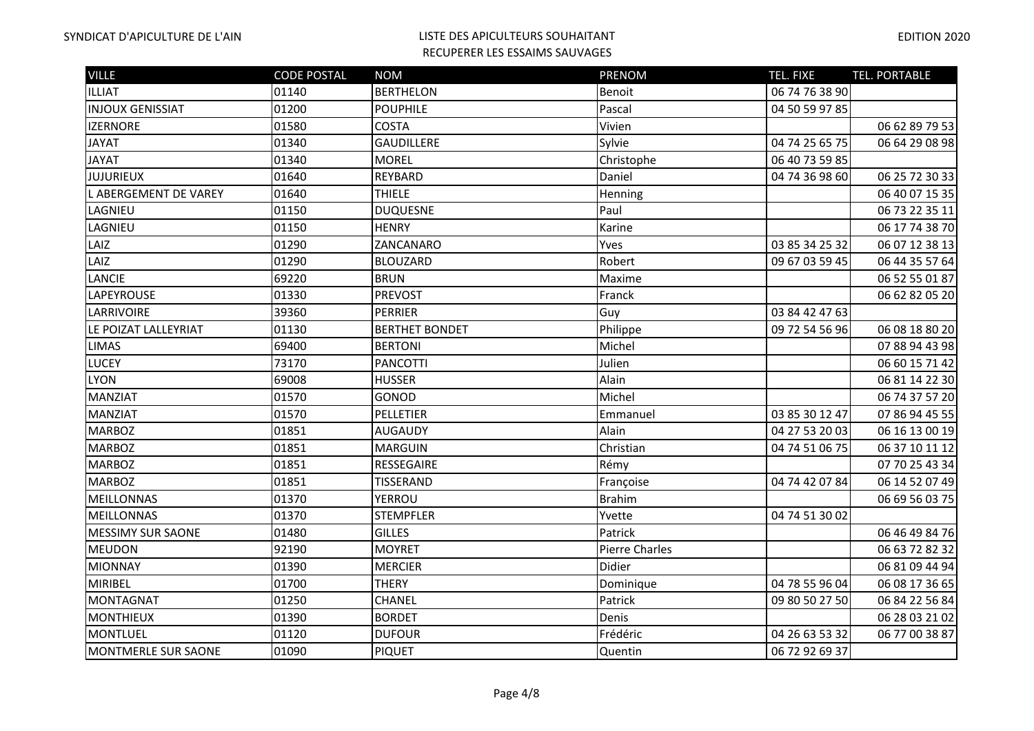| VILLE | CODE POSTAL | NOM | PRENOM | TEL. FIXE | TEL. PORTABLE |
|---|---|---|---|---|---|
| ILLIAT | 01140 | BERTHELON | Benoit | 06 74 76 38 90 | |
| INJOUX GENISSIAT | 01200 | POUPHILE | Pascal | 04 50 59 97 85 | |
| IZERNORE | 01580 | COSTA | Vivien | | 06 62 89 79 53 |
| JAYAT | 01340 | GAUDILLERE | Sylvie | 04 74 25 65 75 | 06 64 29 08 98 |
| JAYAT | 01340 | MOREL | Christophe | 06 40 73 59 85 | |
| JUJURIEUX | 01640 | REYBARD | Daniel | 04 74 36 98 60 | 06 25 72 30 33 |
| L ABERGEMENT DE VAREY | 01640 | THIELE | Henning | | 06 40 07 15 35 |
| LAGNIEU | 01150 | DUQUESNE | Paul | | 06 73 22 35 11 |
| LAGNIEU | 01150 | HENRY | Karine | | 06 17 74 38 70 |
| LAIZ | 01290 | ZANCANARO | Yves | 03 85 34 25 32 | 06 07 12 38 13 |
| LAIZ | 01290 | BLOUZARD | Robert | 09 67 03 59 45 | 06 44 35 57 64 |
| LANCIE | 69220 | BRUN | Maxime | | 06 52 55 01 87 |
| LAPEYROUSE | 01330 | PREVOST | Franck | | 06 62 82 05 20 |
| LARRIVOIRE | 39360 | PERRIER | Guy | 03 84 42 47 63 | |
| LE POIZAT LALLEYRIAT | 01130 | BERTHET BONDET | Philippe | 09 72 54 56 96 | 06 08 18 80 20 |
| LIMAS | 69400 | BERTONI | Michel | | 07 88 94 43 98 |
| LUCEY | 73170 | PANCOTTI | Julien | | 06 60 15 71 42 |
| LYON | 69008 | HUSSER | Alain | | 06 81 14 22 30 |
| MANZIAT | 01570 | GONOD | Michel | | 06 74 37 57 20 |
| MANZIAT | 01570 | PELLETIER | Emmanuel | 03 85 30 12 47 | 07 86 94 45 55 |
| MARBOZ | 01851 | AUGAUDY | Alain | 04 27 53 20 03 | 06 16 13 00 19 |
| MARBOZ | 01851 | MARGUIN | Christian | 04 74 51 06 75 | 06 37 10 11 12 |
| MARBOZ | 01851 | RESSEGAIRE | Rémy | | 07 70 25 43 34 |
| MARBOZ | 01851 | TISSERAND | Françoise | 04 74 42 07 84 | 06 14 52 07 49 |
| MEILLONNAS | 01370 | YERROU | Brahim | | 06 69 56 03 75 |
| MEILLONNAS | 01370 | STEMPFLER | Yvette | 04 74 51 30 02 | |
| MESSIMY SUR SAONE | 01480 | GILLES | Patrick | | 06 46 49 84 76 |
| MEUDON | 92190 | MOYRET | Pierre Charles | | 06 63 72 82 32 |
| MIONNAY | 01390 | MERCIER | Didier | | 06 81 09 44 94 |
| MIRIBEL | 01700 | THERY | Dominique | 04 78 55 96 04 | 06 08 17 36 65 |
| MONTAGNAT | 01250 | CHANEL | Patrick | 09 80 50 27 50 | 06 84 22 56 84 |
| MONTHIEUX | 01390 | BORDET | Denis | | 06 28 03 21 02 |
| MONTLUEL | 01120 | DUFOUR | Frédéric | 04 26 63 53 32 | 06 77 00 38 87 |
| MONTMERLE SUR SAONE | 01090 | PIQUET | Quentin | 06 72 92 69 37 | |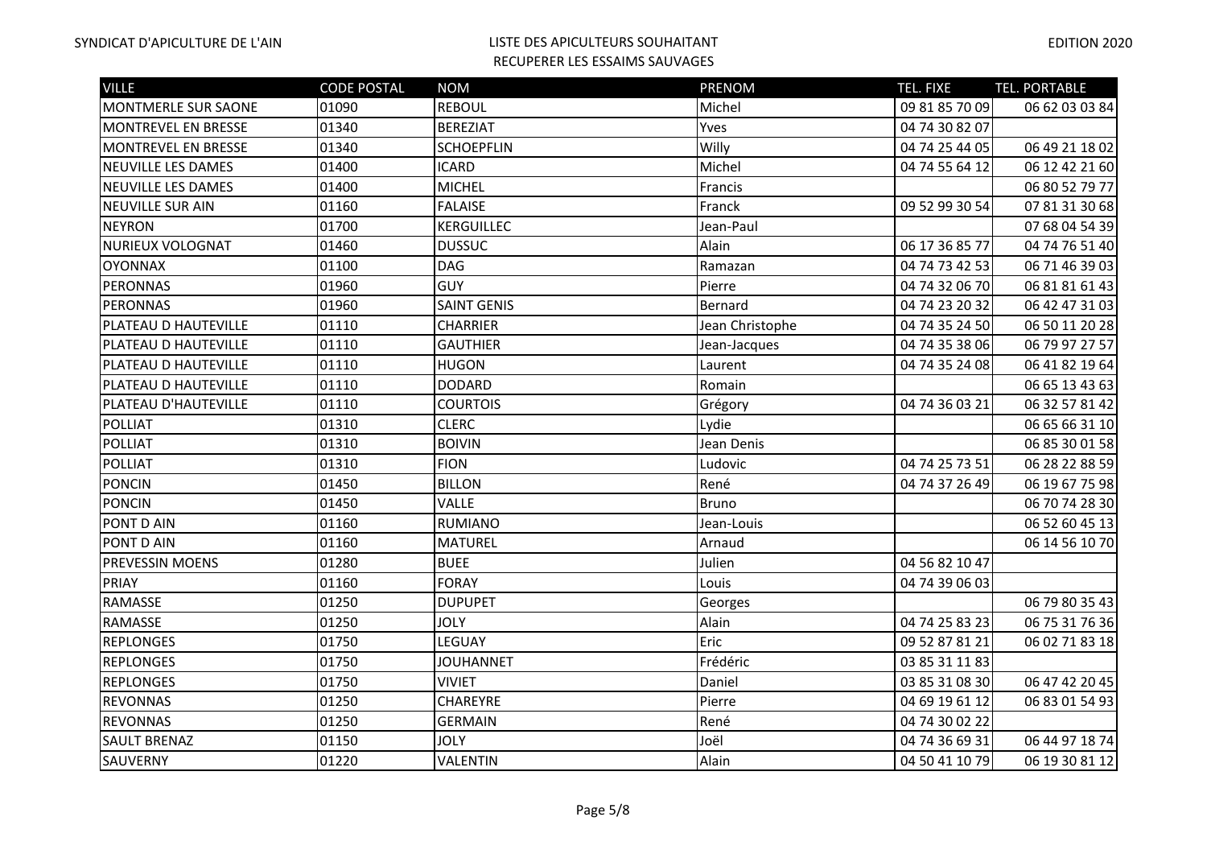| VILLE | CODE POSTAL | NOM | PRENOM | TEL. FIXE | TEL. PORTABLE |
|---|---|---|---|---|---|
| MONTMERLE SUR SAONE | 01090 | REBOUL | Michel | 09 81 85 70 09 | 06 62 03 03 84 |
| MONTREVEL EN BRESSE | 01340 | BEREZIAT | Yves | 04 74 30 82 07 | |
| MONTREVEL EN BRESSE | 01340 | SCHOEPFLIN | Willy | 04 74 25 44 05 | 06 49 21 18 02 |
| NEUVILLE LES DAMES | 01400 | ICARD | Michel | 04 74 55 64 12 | 06 12 42 21 60 |
| NEUVILLE LES DAMES | 01400 | MICHEL | Francis | | 06 80 52 79 77 |
| NEUVILLE SUR AIN | 01160 | FALAISE | Franck | 09 52 99 30 54 | 07 81 31 30 68 |
| NEYRON | 01700 | KERGUILLEC | Jean-Paul | | 07 68 04 54 39 |
| NURIEUX VOLOGNAT | 01460 | DUSSUC | Alain | 06 17 36 85 77 | 04 74 76 51 40 |
| OYONNAX | 01100 | DAG | Ramazan | 04 74 73 42 53 | 06 71 46 39 03 |
| PERONNAS | 01960 | GUY | Pierre | 04 74 32 06 70 | 06 81 81 61 43 |
| PERONNAS | 01960 | SAINT GENIS | Bernard | 04 74 23 20 32 | 06 42 47 31 03 |
| PLATEAU D HAUTEVILLE | 01110 | CHARRIER | Jean Christophe | 04 74 35 24 50 | 06 50 11 20 28 |
| PLATEAU D HAUTEVILLE | 01110 | GAUTHIER | Jean-Jacques | 04 74 35 38 06 | 06 79 97 27 57 |
| PLATEAU D HAUTEVILLE | 01110 | HUGON | Laurent | 04 74 35 24 08 | 06 41 82 19 64 |
| PLATEAU D HAUTEVILLE | 01110 | DODARD | Romain | | 06 65 13 43 63 |
| PLATEAU D'HAUTEVILLE | 01110 | COURTOIS | Grégory | 04 74 36 03 21 | 06 32 57 81 42 |
| POLLIAT | 01310 | CLERC | Lydie | | 06 65 66 31 10 |
| POLLIAT | 01310 | BOIVIN | Jean Denis | | 06 85 30 01 58 |
| POLLIAT | 01310 | FION | Ludovic | 04 74 25 73 51 | 06 28 22 88 59 |
| PONCIN | 01450 | BILLON | René | 04 74 37 26 49 | 06 19 67 75 98 |
| PONCIN | 01450 | VALLE | Bruno | | 06 70 74 28 30 |
| PONT D AIN | 01160 | RUMIANO | Jean-Louis | | 06 52 60 45 13 |
| PONT D AIN | 01160 | MATUREL | Arnaud | | 06 14 56 10 70 |
| PREVESSIN MOENS | 01280 | BUEE | Julien | 04 56 82 10 47 | |
| PRIAY | 01160 | FORAY | Louis | 04 74 39 06 03 | |
| RAMASSE | 01250 | DUPUPET | Georges | | 06 79 80 35 43 |
| RAMASSE | 01250 | JOLY | Alain | 04 74 25 83 23 | 06 75 31 76 36 |
| REPLONGES | 01750 | LEGUAY | Eric | 09 52 87 81 21 | 06 02 71 83 18 |
| REPLONGES | 01750 | JOUHANNET | Frédéric | 03 85 31 11 83 | |
| REPLONGES | 01750 | VIVIET | Daniel | 03 85 31 08 30 | 06 47 42 20 45 |
| REVONNAS | 01250 | CHAREYRE | Pierre | 04 69 19 61 12 | 06 83 01 54 93 |
| REVONNAS | 01250 | GERMAIN | René | 04 74 30 02 22 | |
| SAULT BRENAZ | 01150 | JOLY | Joël | 04 74 36 69 31 | 06 44 97 18 74 |
| SAUVERNY | 01220 | VALENTIN | Alain | 04 50 41 10 79 | 06 19 30 81 12 |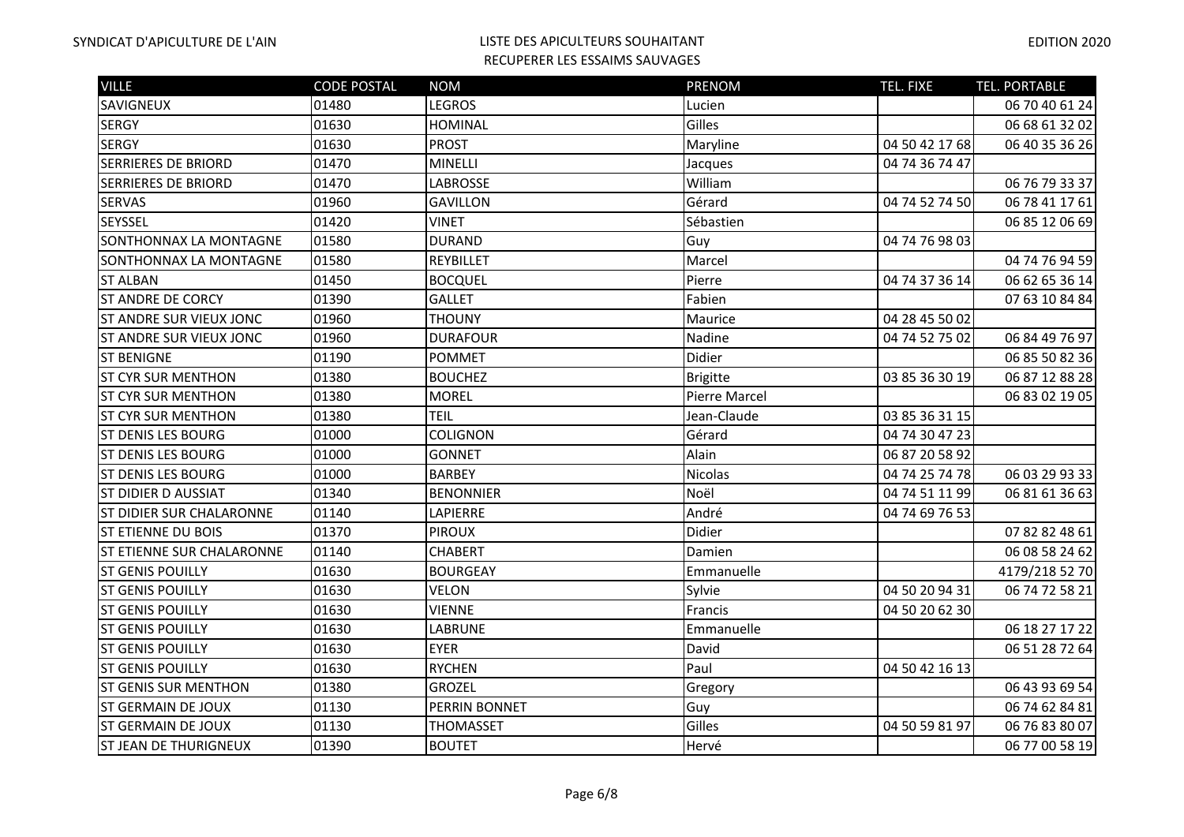| VILLE | CODE POSTAL | NOM | PRENOM | TEL. FIXE | TEL. PORTABLE |
| --- | --- | --- | --- | --- | --- |
| SAVIGNEUX | 01480 | LEGROS | Lucien | | 06 70 40 61 24 |
| SERGY | 01630 | HOMINAL | Gilles | | 06 68 61 32 02 |
| SERGY | 01630 | PROST | Maryline | 04 50 42 17 68 | 06 40 35 36 26 |
| SERRIERES DE BRIORD | 01470 | MINELLI | Jacques | 04 74 36 74 47 | |
| SERRIERES DE BRIORD | 01470 | LABROSSE | William | | 06 76 79 33 37 |
| SERVAS | 01960 | GAVILLON | Gérard | 04 74 52 74 50 | 06 78 41 17 61 |
| SEYSSEL | 01420 | VINET | Sébastien | | 06 85 12 06 69 |
| SONTHONNAX LA MONTAGNE | 01580 | DURAND | Guy | 04 74 76 98 03 | |
| SONTHONNAX LA MONTAGNE | 01580 | REYBILLET | Marcel | | 04 74 76 94 59 |
| ST ALBAN | 01450 | BOCQUEL | Pierre | 04 74 37 36 14 | 06 62 65 36 14 |
| ST ANDRE DE CORCY | 01390 | GALLET | Fabien | | 07 63 10 84 84 |
| ST ANDRE SUR VIEUX JONC | 01960 | THOUNY | Maurice | 04 28 45 50 02 | |
| ST ANDRE SUR VIEUX JONC | 01960 | DURAFOUR | Nadine | 04 74 52 75 02 | 06 84 49 76 97 |
| ST BENIGNE | 01190 | POMMET | Didier | | 06 85 50 82 36 |
| ST CYR SUR MENTHON | 01380 | BOUCHEZ | Brigitte | 03 85 36 30 19 | 06 87 12 88 28 |
| ST CYR SUR MENTHON | 01380 | MOREL | Pierre Marcel | | 06 83 02 19 05 |
| ST CYR SUR MENTHON | 01380 | TEIL | Jean-Claude | 03 85 36 31 15 | |
| ST DENIS LES BOURG | 01000 | COLIGNON | Gérard | 04 74 30 47 23 | |
| ST DENIS LES BOURG | 01000 | GONNET | Alain | 06 87 20 58 92 | |
| ST DENIS LES BOURG | 01000 | BARBEY | Nicolas | 04 74 25 74 78 | 06 03 29 93 33 |
| ST DIDIER D AUSSIAT | 01340 | BENONNIER | Noël | 04 74 51 11 99 | 06 81 61 36 63 |
| ST DIDIER SUR CHALARONNE | 01140 | LAPIERRE | André | 04 74 69 76 53 | |
| ST ETIENNE DU BOIS | 01370 | PIROUX | Didier | | 07 82 82 48 61 |
| ST ETIENNE SUR CHALARONNE | 01140 | CHABERT | Damien | | 06 08 58 24 62 |
| ST GENIS POUILLY | 01630 | BOURGEAY | Emmanuelle | | 4179/218 52 70 |
| ST GENIS POUILLY | 01630 | VELON | Sylvie | 04 50 20 94 31 | 06 74 72 58 21 |
| ST GENIS POUILLY | 01630 | VIENNE | Francis | 04 50 20 62 30 | |
| ST GENIS POUILLY | 01630 | LABRUNE | Emmanuelle | | 06 18 27 17 22 |
| ST GENIS POUILLY | 01630 | EYER | David | | 06 51 28 72 64 |
| ST GENIS POUILLY | 01630 | RYCHEN | Paul | 04 50 42 16 13 | |
| ST GENIS SUR MENTHON | 01380 | GROZEL | Gregory | | 06 43 93 69 54 |
| ST GERMAIN DE JOUX | 01130 | PERRIN BONNET | Guy | | 06 74 62 84 81 |
| ST GERMAIN DE JOUX | 01130 | THOMASSET | Gilles | 04 50 59 81 97 | 06 76 83 80 07 |
| ST JEAN DE THURIGNEUX | 01390 | BOUTET | Hervé | | 06 77 00 58 19 |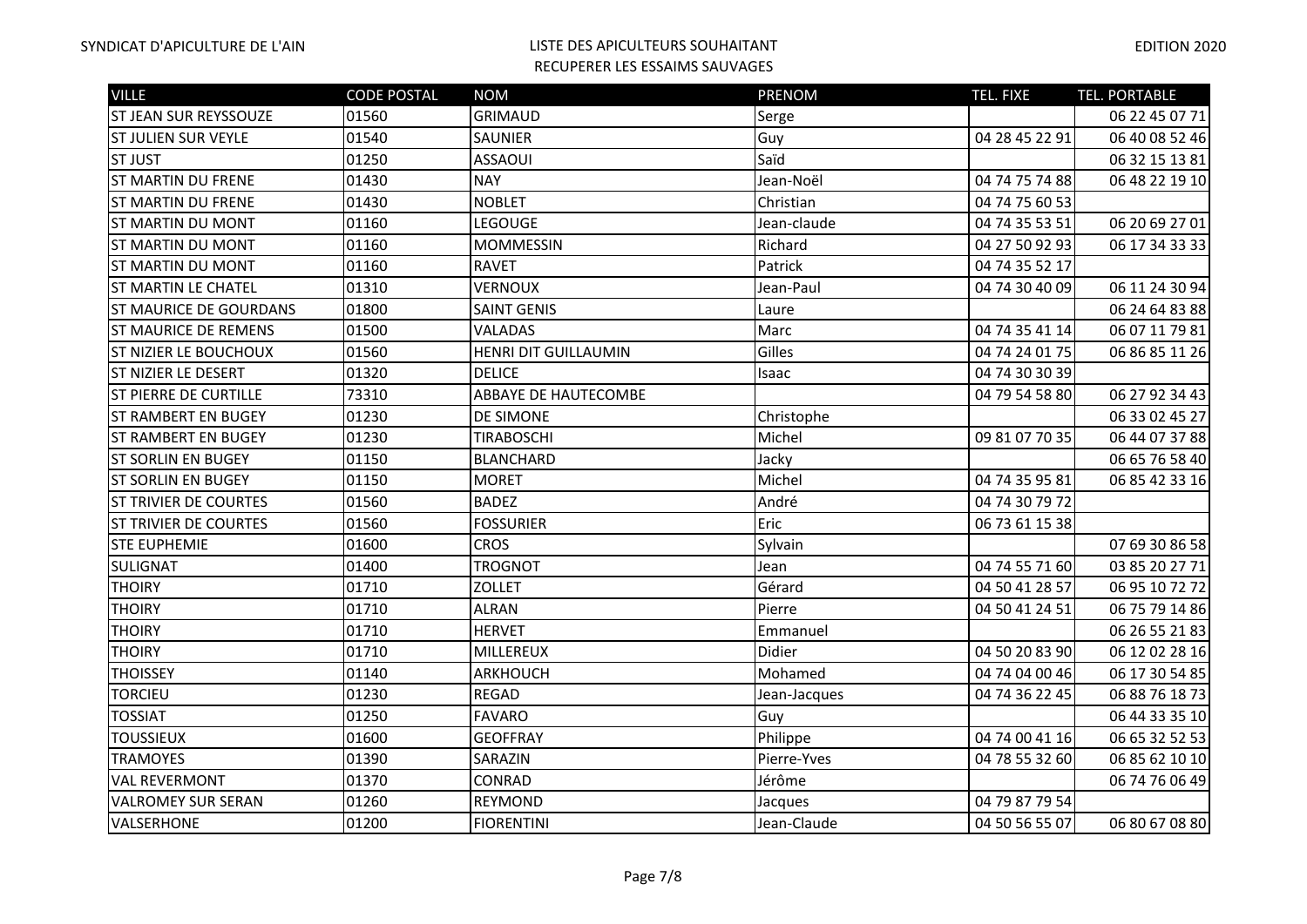| VILLE | CODE POSTAL | NOM | PRENOM | TEL. FIXE | TEL. PORTABLE |
|---|---|---|---|---|---|
| ST JEAN SUR REYSSOUZE | 01560 | GRIMAUD | Serge | | 06 22 45 07 71 |
| ST JULIEN SUR VEYLE | 01540 | SAUNIER | Guy | 04 28 45 22 91 | 06 40 08 52 46 |
| ST JUST | 01250 | ASSAOUI | Saïd | | 06 32 15 13 81 |
| ST MARTIN DU FRENE | 01430 | NAY | Jean-Noël | 04 74 75 74 88 | 06 48 22 19 10 |
| ST MARTIN DU FRENE | 01430 | NOBLET | Christian | 04 74 75 60 53 | |
| ST MARTIN DU MONT | 01160 | LEGOUGE | Jean-claude | 04 74 35 53 51 | 06 20 69 27 01 |
| ST MARTIN DU MONT | 01160 | MOMMESSIN | Richard | 04 27 50 92 93 | 06 17 34 33 33 |
| ST MARTIN DU MONT | 01160 | RAVET | Patrick | 04 74 35 52 17 | |
| ST MARTIN LE CHATEL | 01310 | VERNOUX | Jean-Paul | 04 74 30 40 09 | 06 11 24 30 94 |
| ST MAURICE DE GOURDANS | 01800 | SAINT GENIS | Laure | | 06 24 64 83 88 |
| ST MAURICE DE REMENS | 01500 | VALADAS | Marc | 04 74 35 41 14 | 06 07 11 79 81 |
| ST NIZIER LE BOUCHOUX | 01560 | HENRI DIT GUILLAUMIN | Gilles | 04 74 24 01 75 | 06 86 85 11 26 |
| ST NIZIER LE DESERT | 01320 | DELICE | Isaac | 04 74 30 30 39 | |
| ST PIERRE DE CURTILLE | 73310 | ABBAYE DE HAUTECOMBE | | 04 79 54 58 80 | 06 27 92 34 43 |
| ST RAMBERT EN BUGEY | 01230 | DE SIMONE | Christophe | | 06 33 02 45 27 |
| ST RAMBERT EN BUGEY | 01230 | TIRABOSCHI | Michel | 09 81 07 70 35 | 06 44 07 37 88 |
| ST SORLIN EN BUGEY | 01150 | BLANCHARD | Jacky | | 06 65 76 58 40 |
| ST SORLIN EN BUGEY | 01150 | MORET | Michel | 04 74 35 95 81 | 06 85 42 33 16 |
| ST TRIVIER DE COURTES | 01560 | BADEZ | André | 04 74 30 79 72 | |
| ST TRIVIER DE COURTES | 01560 | FOSSURIER | Eric | 06 73 61 15 38 | |
| STE EUPHEMIE | 01600 | CROS | Sylvain | | 07 69 30 86 58 |
| SULIGNAT | 01400 | TROGNOT | Jean | 04 74 55 71 60 | 03 85 20 27 71 |
| THOIRY | 01710 | ZOLLET | Gérard | 04 50 41 28 57 | 06 95 10 72 72 |
| THOIRY | 01710 | ALRAN | Pierre | 04 50 41 24 51 | 06 75 79 14 86 |
| THOIRY | 01710 | HERVET | Emmanuel | | 06 26 55 21 83 |
| THOIRY | 01710 | MILLEREUX | Didier | 04 50 20 83 90 | 06 12 02 28 16 |
| THOISSEY | 01140 | ARKHOUCH | Mohamed | 04 74 04 00 46 | 06 17 30 54 85 |
| TORCIEU | 01230 | REGAD | Jean-Jacques | 04 74 36 22 45 | 06 88 76 18 73 |
| TOSSIAT | 01250 | FAVARO | Guy | | 06 44 33 35 10 |
| TOUSSIEUX | 01600 | GEOFFRAY | Philippe | 04 74 00 41 16 | 06 65 32 52 53 |
| TRAMOYES | 01390 | SARAZIN | Pierre-Yves | 04 78 55 32 60 | 06 85 62 10 10 |
| VAL REVERMONT | 01370 | CONRAD | Jérôme | | 06 74 76 06 49 |
| VALROMEY SUR SERAN | 01260 | REYMOND | Jacques | 04 79 87 79 54 | |
| VALSERHONE | 01200 | FIORENTINI | Jean-Claude | 04 50 56 55 07 | 06 80 67 08 80 |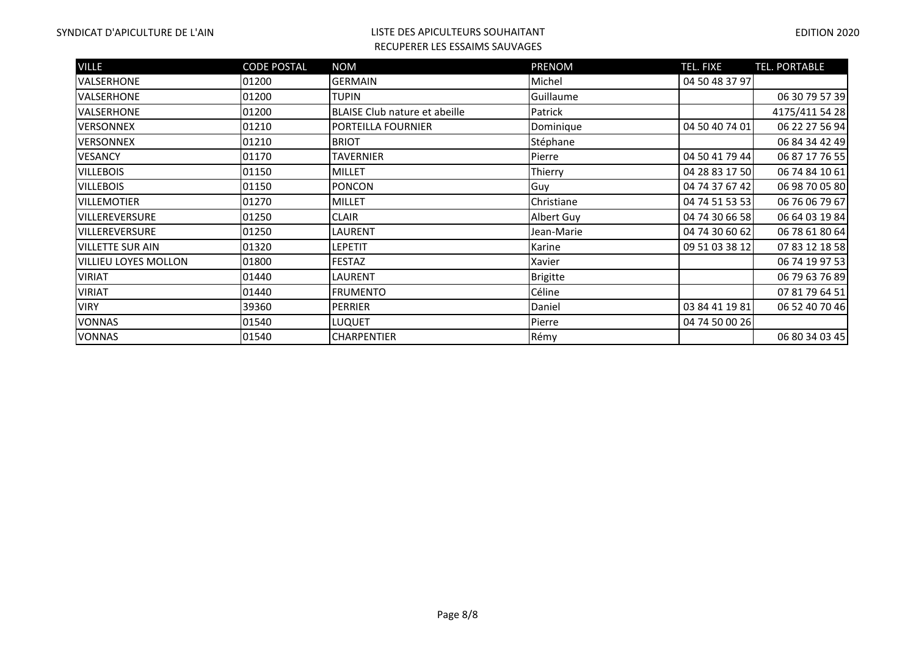| VILLE | CODE POSTAL | NOM | PRENOM | TEL. FIXE | TEL. PORTABLE |
|---|---|---|---|---|---|
| VALSERHONE | 01200 | GERMAIN | Michel | 04 50 48 37 97 | |
| VALSERHONE | 01200 | TUPIN | Guillaume | | 06 30 79 57 39 |
| VALSERHONE | 01200 | BLAISE Club nature et abeille | Patrick | | 4175/411 54 28 |
| VERSONNEX | 01210 | PORTEILLA FOURNIER | Dominique | 04 50 40 74 01 | 06 22 27 56 94 |
| VERSONNEX | 01210 | BRIOT | Stéphane | | 06 84 34 42 49 |
| VESANCY | 01170 | TAVERNIER | Pierre | 04 50 41 79 44 | 06 87 17 76 55 |
| VILLEBOIS | 01150 | MILLET | Thierry | 04 28 83 17 50 | 06 74 84 10 61 |
| VILLEBOIS | 01150 | PONCON | Guy | 04 74 37 67 42 | 06 98 70 05 80 |
| VILLEMOTIER | 01270 | MILLET | Christiane | 04 74 51 53 53 | 06 76 06 79 67 |
| VILLEREVERSURE | 01250 | CLAIR | Albert Guy | 04 74 30 66 58 | 06 64 03 19 84 |
| VILLEREVERSURE | 01250 | LAURENT | Jean-Marie | 04 74 30 60 62 | 06 78 61 80 64 |
| VILLETTE SUR AIN | 01320 | LEPETIT | Karine | 09 51 03 38 12 | 07 83 12 18 58 |
| VILLIEU LOYES MOLLON | 01800 | FESTAZ | Xavier | | 06 74 19 97 53 |
| VIRIAT | 01440 | LAURENT | Brigitte | | 06 79 63 76 89 |
| VIRIAT | 01440 | FRUMENTO | Céline | | 07 81 79 64 51 |
| VIRY | 39360 | PERRIER | Daniel | 03 84 41 19 81 | 06 52 40 70 46 |
| VONNAS | 01540 | LUQUET | Pierre | 04 74 50 00 26 | |
| VONNAS | 01540 | CHARPENTIER | Rémy | | 06 80 34 03 45 |